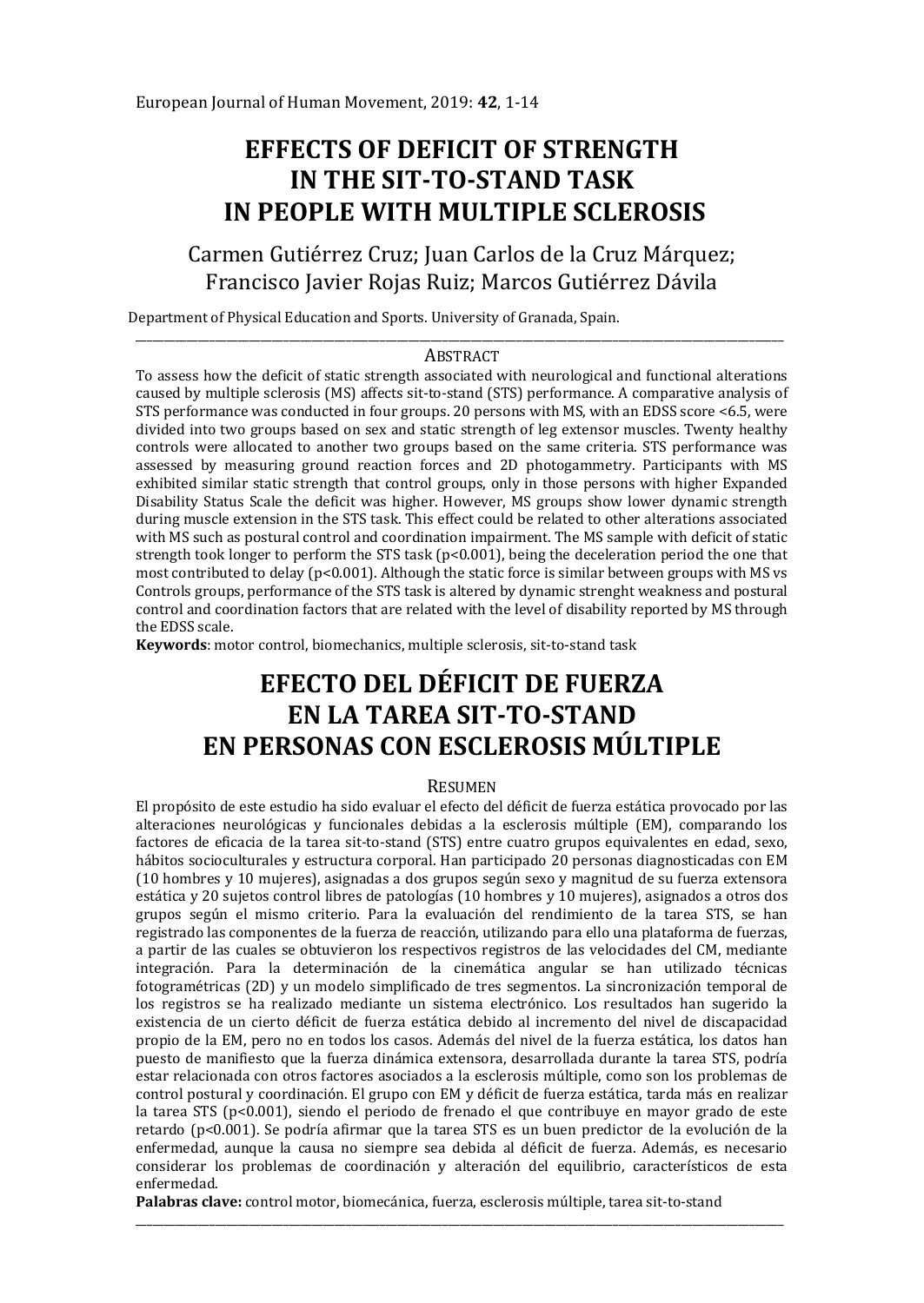# EFFECTS OF DEFICIT OF STRENGTH IN THE SIT-TO-STAND TASK IN PEOPLE WITH MULTIPLE SCLEROSIS

Carmen Gutiérrez Cruz; Juan Carlos de la Cruz Márquez; Francisco Javier Rojas Ruiz; Marcos Gutiérrez Dávila

Department of Physical Education and Sports. University of Granada, Spain.

## ABSTRACT

To assess how the deficit of static strength associated with neurological and functional alterations caused by multiple sclerosis (MS) affects sit-to-stand (STS) performance. A comparative analysis of STS performance was conducted in four groups. 20 persons with MS, with an EDSS score <6.5, were divided into two groups based on sex and static strength of leg extensor muscles. Twenty healthy controls were allocated to another two groups based on the same criteria. STS performance was assessed by measuring ground reaction forces and 2D photogammetry. Participants with MS exhibited similar static strength that control groups, only in those persons with higher Expanded Disability Status Scale the deficit was higher. However, MS groups show lower dynamic strength during muscle extension in the STS task. This effect could be related to other alterations associated with MS such as postural control and coordination impairment. The MS sample with deficit of static strength took longer to perform the STS task ($p<0.001$), being the deceleration period the one that most contributed to delay ($p<0.001$). Although the static force is similar between groups with MS vs Controls groups, performance of the STS task is altered by dynamic strenght weakness and postural control and coordination factors that are related with the level of disability reported by MS through the EDSS scale.

**Keywords**: motor control, biomechanics, multiple sclerosis, sit-to-stand task

# EFECTO DEL DÉFICIT DE FUERZA EN LA TAREA SIT-TO-STAND EN PERSONAS CON ESCLEROSIS MÚLTIPLE

## RESUMEN

El propósito de este estudio ha sido evaluar el efecto del déficit de fuerza estática provocado por las alteraciones neurológicas y funcionales debidas a la esclerosis múltiple (EM), comparando los factores de eficacia de la tarea sit-to-stand (STS) entre cuatro grupos equivalentes en edad, sexo, hábitos socioculturales y estructura corporal. Han participado 20 personas diagnosticadas con EM (10 hombres y 10 mujeres), asignadas a dos grupos según sexo y magnitud de su fuerza extensora estática y 20 sujetos control libres de patologías (10 hombres y 10 mujeres), asignados a otros dos grupos según el mismo criterio. Para la evaluación del rendimiento de la tarea STS, se han registrado las componentes de la fuerza de reacción, utilizando para ello una plataforma de fuerzas, a partir de las cuales se obtuvieron los respectivos registros de las velocidades del CM, mediante integración. Para la determinación de la cinemática angular se han utilizado técnicas fotogramétricas (2D) y un modelo simplificado de tres segmentos. La sincronización temporal de los registros se ha realizado mediante un sistema electrónico. Los resultados han sugerido la existencia de un cierto déficit de fuerza estática debido al incremento del nivel de discapacidad propio de la EM, pero no en todos los casos. Además del nivel de la fuerza estática, los datos han puesto de manifiesto que la fuerza dinámica extensora, desarrollada durante la tarea STS, podría estar relacionada con otros factores asociados a la esclerosis múltiple, como son los problemas de control postural y coordinación. El grupo con EM y déficit de fuerza estática, tarda más en realizar la tarea STS ($p<0.001$), siendo el periodo de frenado el que contribuye en mayor grado de este retardo ($p<0.001$). Se podría afirmar que la tarea STS es un buen predictor de la evolución de la enfermedad, aunque la causa no siempre sea debida al déficit de fuerza. Además, es necesario considerar los problemas de coordinación y alteración del equilibrio, característicos de esta enfermedad.

**Palabras clave:** control motor, biomecánica, fuerza, esclerosis múltiple, tarea sit-to-stand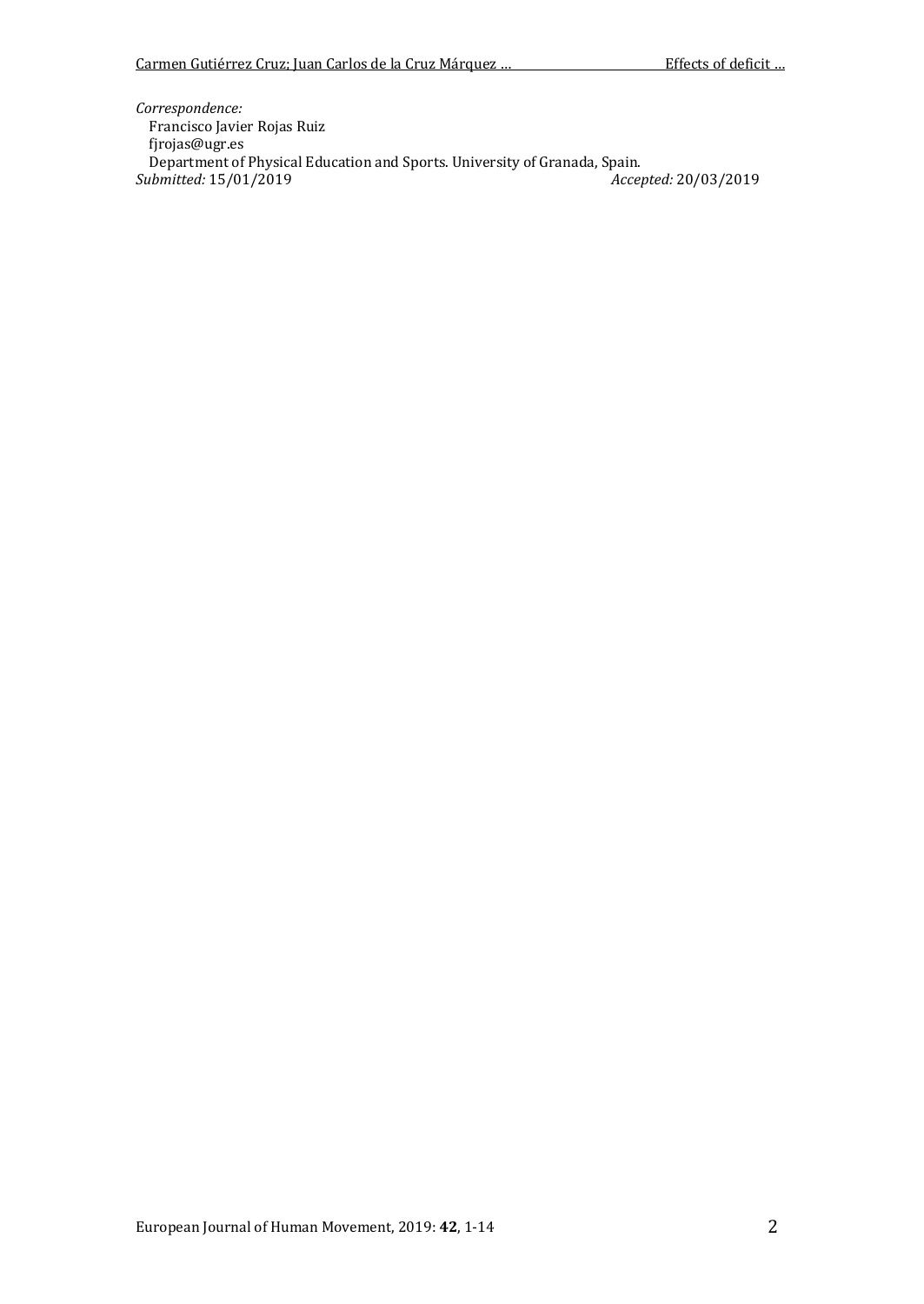*Correspondence:*
Francisco Javier Rojas Ruiz
fjrojas@ugr.es
Department of Physical Education and Sports. University of Granada, Spain.
*Submitted:* 15/01/2019 *Accepted:* 20/03/2019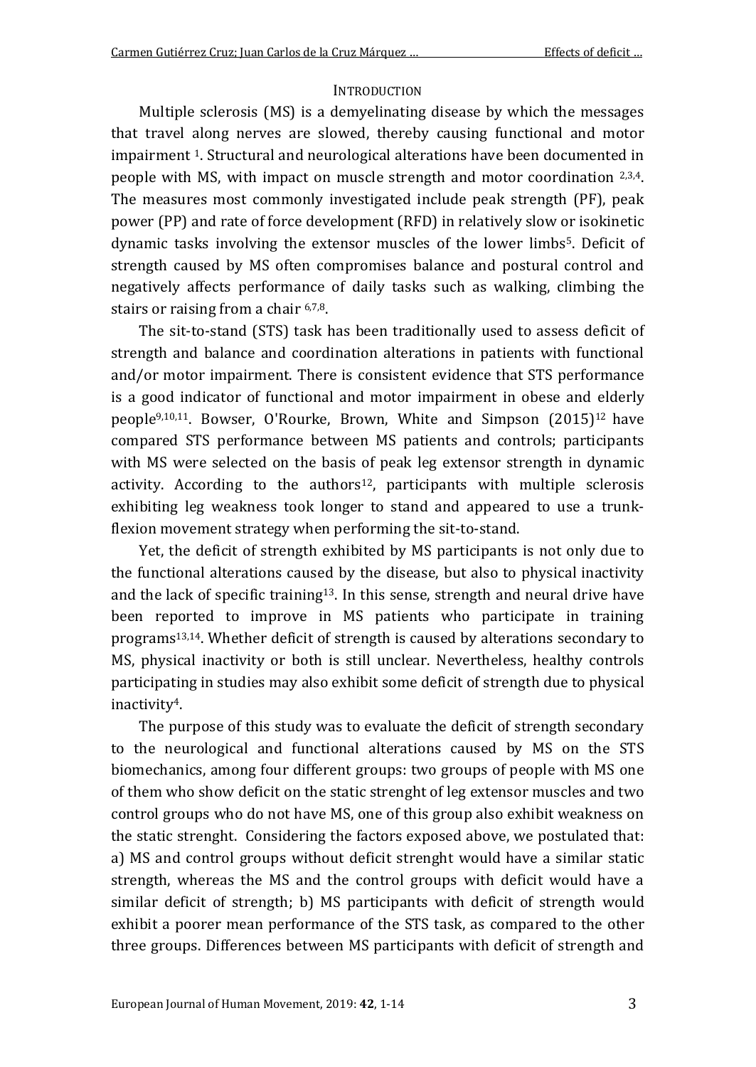## INTRODUCTION

Multiple sclerosis (MS) is a demyelinating disease by which the messages that travel along nerves are slowed, thereby causing functional and motor impairment [1]. Structural and neurological alterations have been documented in people with MS, with impact on muscle strength and motor coordination [2,3,4]. The measures most commonly investigated include peak strength (PF), peak power (PP) and rate of force development (RFD) in relatively slow or isokinetic dynamic tasks involving the extensor muscles of the lower limbs[5]. Deficit of strength caused by MS often compromises balance and postural control and negatively affects performance of daily tasks such as walking, climbing the stairs or raising from a chair [6,7,8].

The sit-to-stand (STS) task has been traditionally used to assess deficit of strength and balance and coordination alterations in patients with functional and/or motor impairment. There is consistent evidence that STS performance is a good indicator of functional and motor impairment in obese and elderly people[9,10,11]. Bowser, O'Rourke, Brown, White and Simpson (2015)[12] have compared STS performance between MS patients and controls; participants with MS were selected on the basis of peak leg extensor strength in dynamic activity. According to the authors[12], participants with multiple sclerosis exhibiting leg weakness took longer to stand and appeared to use a trunk-flexion movement strategy when performing the sit-to-stand.

Yet, the deficit of strength exhibited by MS participants is not only due to the functional alterations caused by the disease, but also to physical inactivity and the lack of specific training[13]. In this sense, strength and neural drive have been reported to improve in MS patients who participate in training programs[13,14]. Whether deficit of strength is caused by alterations secondary to MS, physical inactivity or both is still unclear. Nevertheless, healthy controls participating in studies may also exhibit some deficit of strength due to physical inactivity[4].

The purpose of this study was to evaluate the deficit of strength secondary to the neurological and functional alterations caused by MS on the STS biomechanics, among four different groups: two groups of people with MS one of them who show deficit on the static strenght of leg extensor muscles and two control groups who do not have MS, one of this group also exhibit weakness on the static strenght. Considering the factors exposed above, we postulated that: a) MS and control groups without deficit strenght would have a similar static strength, whereas the MS and the control groups with deficit would have a similar deficit of strength; b) MS participants with deficit of strength would exhibit a poorer mean performance of the STS task, as compared to the other three groups. Differences between MS participants with deficit of strength and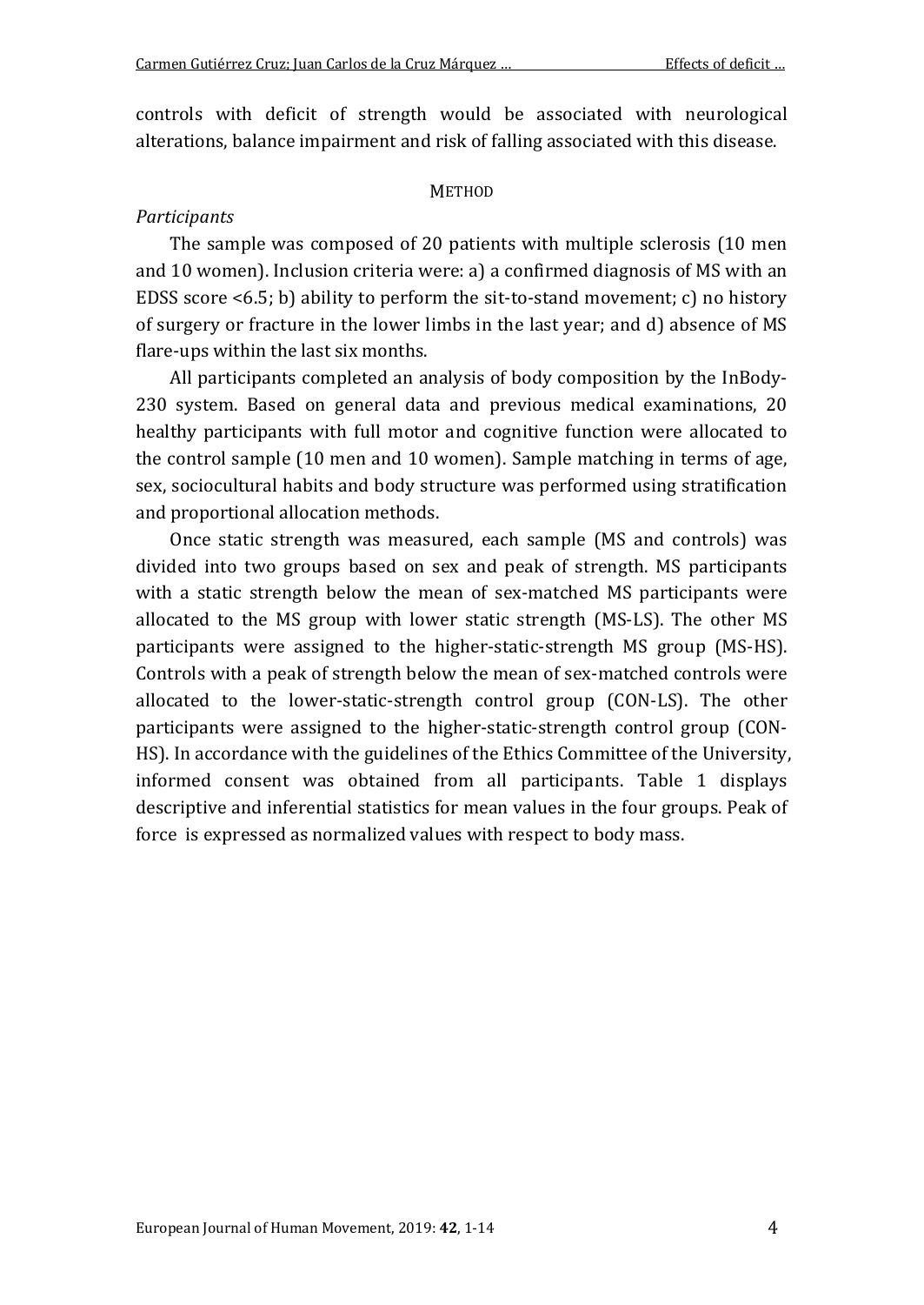controls with deficit of strength would be associated with neurological alterations, balance impairment and risk of falling associated with this disease.

## METHOD

*Participants*

The sample was composed of 20 patients with multiple sclerosis (10 men and 10 women). Inclusion criteria were: a) a confirmed diagnosis of MS with an EDSS score <6.5; b) ability to perform the sit-to-stand movement; c) no history of surgery or fracture in the lower limbs in the last year; and d) absence of MS flare-ups within the last six months.

All participants completed an analysis of body composition by the InBody-230 system. Based on general data and previous medical examinations, 20 healthy participants with full motor and cognitive function were allocated to the control sample (10 men and 10 women). Sample matching in terms of age, sex, sociocultural habits and body structure was performed using stratification and proportional allocation methods.

Once static strength was measured, each sample (MS and controls) was divided into two groups based on sex and peak of strength. MS participants with a static strength below the mean of sex-matched MS participants were allocated to the MS group with lower static strength (MS-LS). The other MS participants were assigned to the higher-static-strength MS group (MS-HS). Controls with a peak of strength below the mean of sex-matched controls were allocated to the lower-static-strength control group (CON-LS). The other participants were assigned to the higher-static-strength control group (CON-HS). In accordance with the guidelines of the Ethics Committee of the University, informed consent was obtained from all participants. Table 1 displays descriptive and inferential statistics for mean values in the four groups. Peak of force is expressed as normalized values with respect to body mass.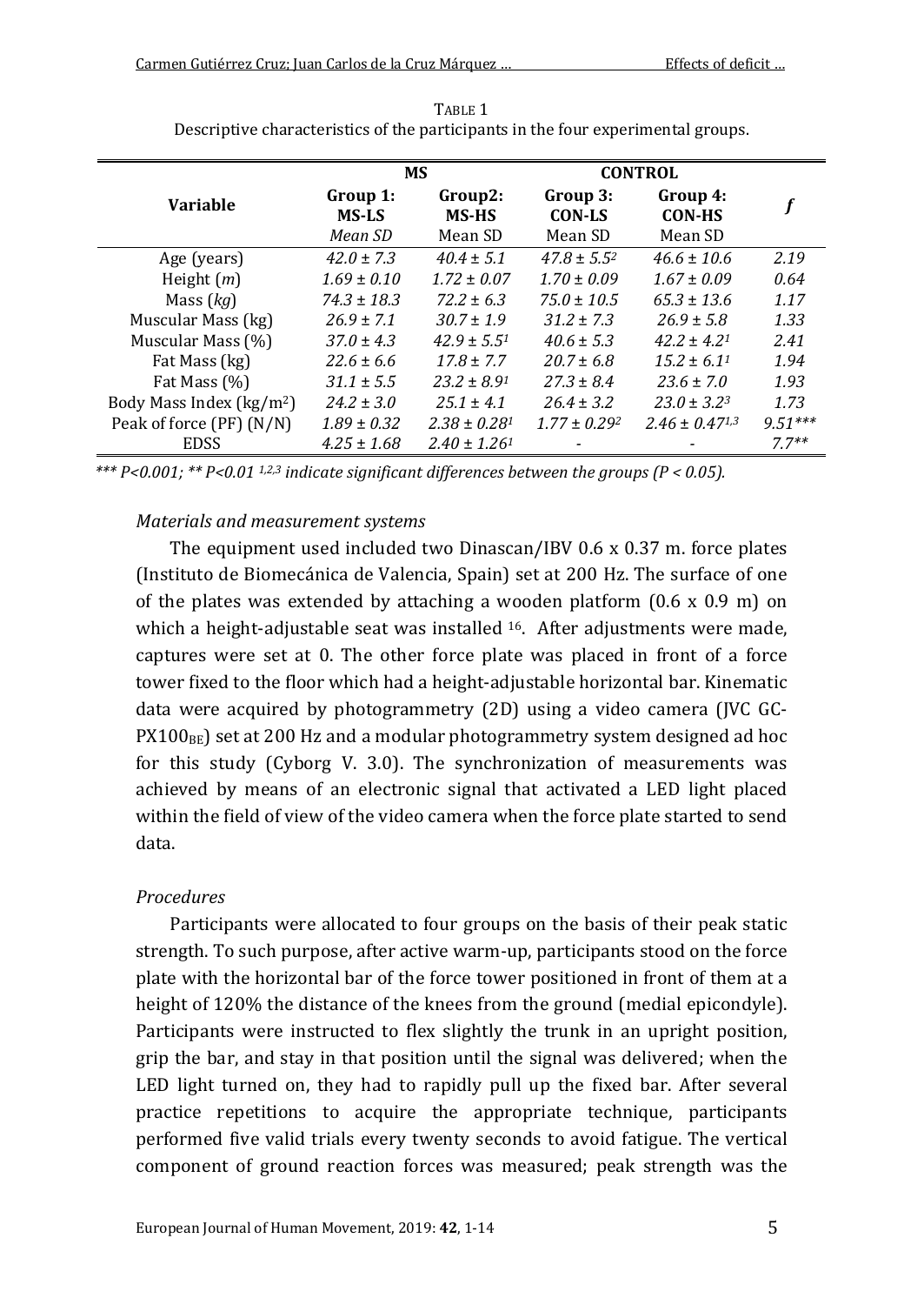TABLE 1
Descriptive characteristics of the participants in the four experimental groups.

| Variable | MS | | CONTROL | | *f* |
|---|---|---|---|---|---|
| | Group 1: MS-LS | Group2: MS-HS | Group 3: CON-LS | Group 4: CON-HS | |
| | *Mean SD* | Mean SD | Mean SD | Mean SD | |
| Age (years) | *42.0 ± 7.3* | *40.4 ± 5.1* | *47.8 ± 5.5*[2] | *46.6 ± 10.6* | *2.19* |
| Height (*m*) | *1.69 ± 0.10* | *1.72 ± 0.07* | *1.70 ± 0.09* | *1.67 ± 0.09* | *0.64* |
| Mass (*kg*) | *74.3 ± 18.3* | *72.2 ± 6.3* | *75.0 ± 10.5* | *65.3 ± 13.6* | *1.17* |
| Muscular Mass (kg) | *26.9 ± 7.1* | *30.7 ± 1.9* | *31.2 ± 7.3* | *26.9 ± 5.8* | *1.33* |
| Muscular Mass (%) | *37.0 ± 4.3* | *42.9 ± 5.5*[1] | *40.6 ± 5.3* | *42.2 ± 4.2*[1] | *2.41* |
| Fat Mass (kg) | *22.6 ± 6.6* | *17.8 ± 7.7* | *20.7 ± 6.8* | *15.2 ± 6.1*[1] | *1.94* |
| Fat Mass (%) | *31.1 ± 5.5* | *23.2 ± 8.9*[1] | *27.3 ± 8.4* | *23.6 ± 7.0* | *1.93* |
| Body Mass Index (kg/m$^2$) | *24.2 ± 3.0* | *25.1 ± 4.1* | *26.4 ± 3.2* | *23.0 ± 3.2*[3] | *1.73* |
| Peak of force (PF) (N/N) | *1.89 ± 0.32* | *2.38 ± 0.28*[1] | *1.77 ± 0.29*[2] | *2.46 ± 0.47*[1,3] | *9.51\*\*\** |
| EDSS | *4.25 ± 1.68* | *2.40 ± 1.26*[1] | - | - | *7.7\*\** |

*\*\*\* P<0.001; \*\* P<0.01 [1,2,3] indicate significant differences between the groups (P < 0.05).*

### *Materials and measurement systems*

The equipment used included two Dinascan/IBV 0.6 x 0.37 m. force plates (Instituto de Biomecánica de Valencia, Spain) set at 200 Hz. The surface of one of the plates was extended by attaching a wooden platform (0.6 x 0.9 m) on which a height-adjustable seat was installed [16]. After adjustments were made, captures were set at 0. The other force plate was placed in front of a force tower fixed to the floor which had a height-adjustable horizontal bar. Kinematic data were acquired by photogrammetry (2D) using a video camera (JVC GC-$PX100_{BE}$) set at 200 Hz and a modular photogrammetry system designed ad hoc for this study (Cyborg V. 3.0). The synchronization of measurements was achieved by means of an electronic signal that activated a LED light placed within the field of view of the video camera when the force plate started to send data.

### *Procedures*

Participants were allocated to four groups on the basis of their peak static strength. To such purpose, after active warm-up, participants stood on the force plate with the horizontal bar of the force tower positioned in front of them at a height of 120% the distance of the knees from the ground (medial epicondyle). Participants were instructed to flex slightly the trunk in an upright position, grip the bar, and stay in that position until the signal was delivered; when the LED light turned on, they had to rapidly pull up the fixed bar. After several practice repetitions to acquire the appropriate technique, participants performed five valid trials every twenty seconds to avoid fatigue. The vertical component of ground reaction forces was measured; peak strength was the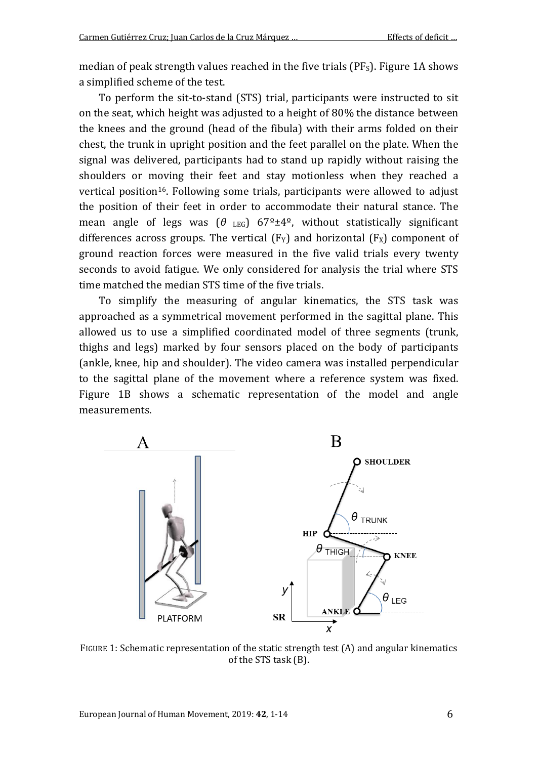median of peak strength values reached in the five trials ($PF_S$). Figure 1A shows a simplified scheme of the test.

To perform the sit-to-stand (STS) trial, participants were instructed to sit on the seat, which height was adjusted to a height of 80% the distance between the knees and the ground (head of the fibula) with their arms folded on their chest, the trunk in upright position and the feet parallel on the plate. When the signal was delivered, participants had to stand up rapidly without raising the shoulders or moving their feet and stay motionless when they reached a vertical position[16]. Following some trials, participants were allowed to adjust the position of their feet in order to accommodate their natural stance. The mean angle of legs was ($\theta_{LEG}$) 67º±4º, without statistically significant differences across groups. The vertical ($F_Y$) and horizontal ($F_X$) component of ground reaction forces were measured in the five valid trials every twenty seconds to avoid fatigue. We only considered for analysis the trial where STS time matched the median STS time of the five trials.

To simplify the measuring of angular kinematics, the STS task was approached as a symmetrical movement performed in the sagittal plane. This allowed us to use a simplified coordinated model of three segments (trunk, thighs and legs) marked by four sensors placed on the body of participants (ankle, knee, hip and shoulder). The video camera was installed perpendicular to the sagittal plane of the movement where a reference system was fixed. Figure 1B shows a schematic representation of the model and angle measurements.

FIGURE 1: Schematic representation of the static strength test (A) and angular kinematics of the STS task (B).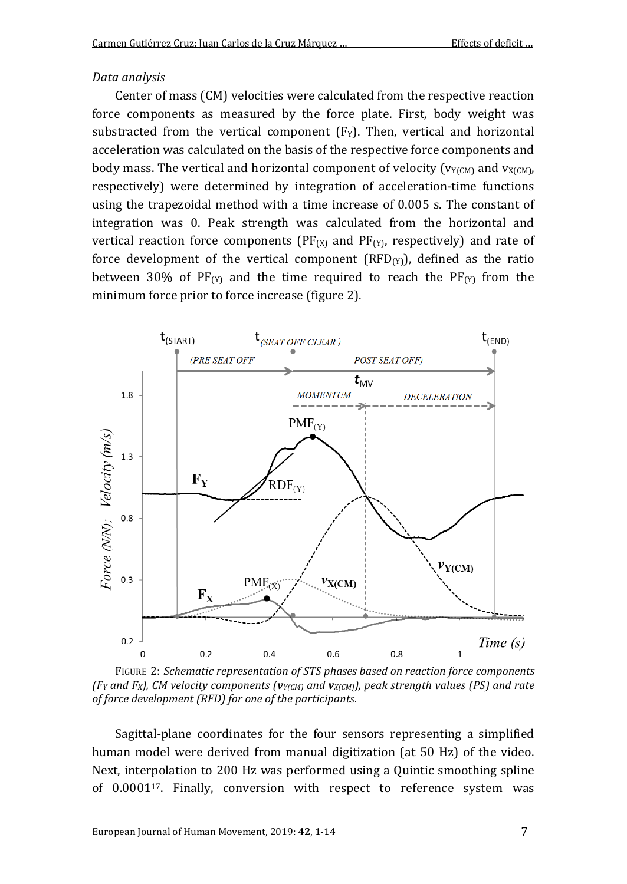*Data analysis*

Center of mass (CM) velocities were calculated from the respective reaction force components as measured by the force plate. First, body weight was substracted from the vertical component ($F_Y$). Then, vertical and horizontal acceleration was calculated on the basis of the respective force components and body mass. The vertical and horizontal component of velocity ($v_{Y(CM)}$ and $v_{X(CM)}$, respectively) were determined by integration of acceleration-time functions using the trapezoidal method with a time increase of 0.005 s. The constant of integration was 0. Peak strength was calculated from the horizontal and vertical reaction force components ($PF_{(X)}$ and $PF_{(Y)}$, respectively) and rate of force development of the vertical component ($RFD_{(Y)}$), defined as the ratio between 30% of $PF_{(Y)}$ and the time required to reach the $PF_{(Y)}$ from the minimum force prior to force increase (figure 2).

FIGURE 2: *Schematic representation of STS phases based on reaction force components ($F_Y$ and $F_X$), CM velocity components ($\boldsymbol{v}_{Y(CM)}$ and $\boldsymbol{v}_{X(CM)}$), peak strength values (PS) and rate of force development (RFD) for one of the participants.*

Sagittal-plane coordinates for the four sensors representing a simplified human model were derived from manual digitization (at 50 Hz) of the video. Next, interpolation to 200 Hz was performed using a Quintic smoothing spline of 0.0001[17]. Finally, conversion with respect to reference system was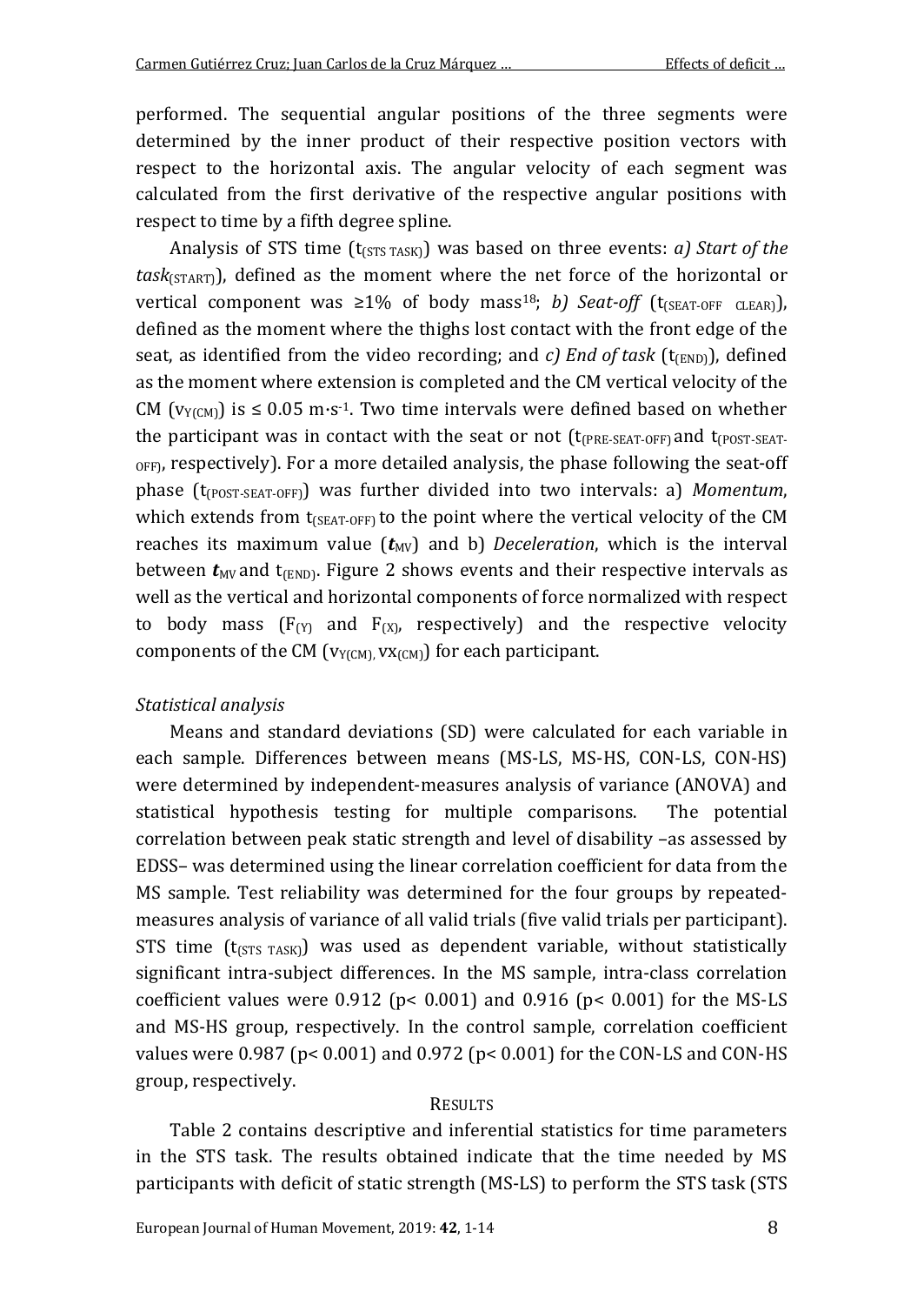performed. The sequential angular positions of the three segments were determined by the inner product of their respective position vectors with respect to the horizontal axis. The angular velocity of each segment was calculated from the first derivative of the respective angular positions with respect to time by a fifth degree spline.

Analysis of STS time ($t_{(STS\ TASK)}$) was based on three events: *a) Start of the task*$_{(START)}$), defined as the moment where the net force of the horizontal or vertical component was ≥1% of body mass[18]; *b) Seat-off* ($t_{(SEAT\text{-}OFF\ \ CLEAR)}$), defined as the moment where the thighs lost contact with the front edge of the seat, as identified from the video recording; and *c) End of task* ($t_{(END)}$), defined as the moment where extension is completed and the CM vertical velocity of the CM ($v_{Y(CM)}$) is ≤ 0.05 m·s$^{-1}$. Two time intervals were defined based on whether the participant was in contact with the seat or not ($t_{(PRE\text{-}SEAT\text{-}OFF)}$ and $t_{(POST\text{-}SEAT\text{-}OFF)}$, respectively). For a more detailed analysis, the phase following the seat-off phase ($t_{(POST\text{-}SEAT\text{-}OFF)}$) was further divided into two intervals: a) *Momentum*, which extends from $t_{(SEAT\text{-}OFF)}$ to the point where the vertical velocity of the CM reaches its maximum value ($\boldsymbol{t}_{MV}$) and b) *Deceleration*, which is the interval between $\boldsymbol{t}_{MV}$ and $t_{(END)}$. Figure 2 shows events and their respective intervals as well as the vertical and horizontal components of force normalized with respect to body mass ($F_{(Y)}$ and $F_{(X)}$, respectively) and the respective velocity components of the CM ($v_{Y(CM)}, vx_{(CM)}$) for each participant.

*Statistical analysis*

Means and standard deviations (SD) were calculated for each variable in each sample. Differences between means (MS-LS, MS-HS, CON-LS, CON-HS) were determined by independent-measures analysis of variance (ANOVA) and statistical hypothesis testing for multiple comparisons. The potential correlation between peak static strength and level of disability –as assessed by EDSS– was determined using the linear correlation coefficient for data from the MS sample. Test reliability was determined for the four groups by repeated-measures analysis of variance of all valid trials (five valid trials per participant). STS time ($t_{(STS\ TASK)}$) was used as dependent variable, without statistically significant intra-subject differences. In the MS sample, intra-class correlation coefficient values were 0.912 ($p< 0.001$) and 0.916 ($p< 0.001$) for the MS-LS and MS-HS group, respectively. In the control sample, correlation coefficient values were 0.987 ($p< 0.001$) and 0.972 ($p< 0.001$) for the CON-LS and CON-HS group, respectively.

## RESULTS

Table 2 contains descriptive and inferential statistics for time parameters in the STS task. The results obtained indicate that the time needed by MS participants with deficit of static strength (MS-LS) to perform the STS task (STS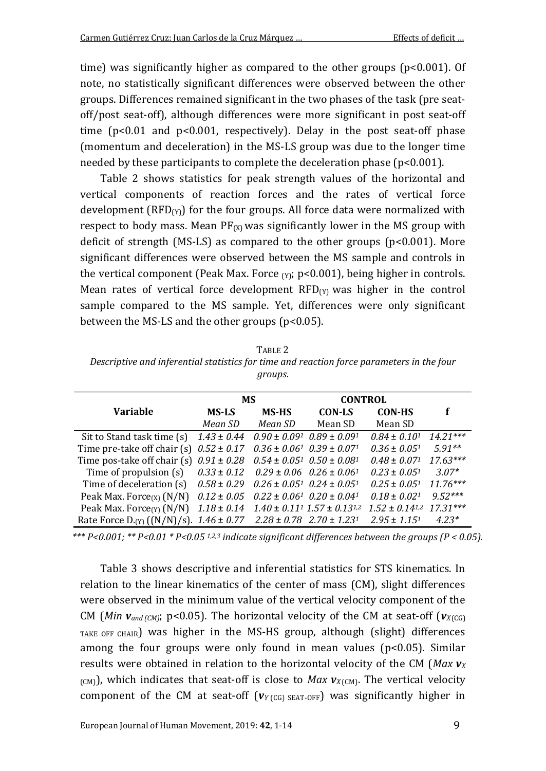time) was significantly higher as compared to the other groups ($p<0.001$). Of note, no statistically significant differences were observed between the other groups. Differences remained significant in the two phases of the task (pre seat-off/post seat-off), although differences were more significant in post seat-off time ($p<0.01$ and $p<0.001$, respectively). Delay in the post seat-off phase (momentum and deceleration) in the MS-LS group was due to the longer time needed by these participants to complete the deceleration phase ($p<0.001$).

Table 2 shows statistics for peak strength values of the horizontal and vertical components of reaction forces and the rates of vertical force development ($RFD_{(Y)}$) for the four groups. All force data were normalized with respect to body mass. Mean $PF_{(X)}$ was significantly lower in the MS group with deficit of strength (MS-LS) as compared to the other groups ($p<0.001$). More significant differences were observed between the MS sample and controls in the vertical component (Peak Max. Force $_{(Y)}$; $p<0.001$), being higher in controls. Mean rates of vertical force development $RFD_{(Y)}$ was higher in the control sample compared to the MS sample. Yet, differences were only significant between the MS-LS and the other groups ($p<0.05$).

TABLE 2

*Descriptive and inferential statistics for time and reaction force parameters in the four groups.*

| Variable | MS | | CONTROL | | f |
|---|---|---|---|---|---|
| | MS-LS | MS-HS | CON-LS | CON-HS | |
| | *Mean SD* | *Mean SD* | Mean SD | Mean SD | |
| Sit to Stand task time (s) | *1.43 ± 0.44* | *0.90 ± 0.09*[1] | *0.89 ± 0.09*[1] | *0.84 ± 0.10*[1] | *14.21\*\*\** |
| Time pre-take off chair (s) | *0.52 ± 0.17* | *0.36 ± 0.06*[1] | *0.39 ± 0.07*[1] | *0.36 ± 0.05*[1] | *5.91\*\** |
| Time pos-take off chair (s) | *0.91 ± 0.28* | *0.54 ± 0.05*[1] | *0.50 ± 0.08*[1] | *0.48 ± 0.07*[1] | *17.63\*\*\** |
| Time of propulsion (s) | *0.33 ± 0.12* | *0.29 ± 0.06* | *0.26 ± 0.06*[1] | *0.23 ± 0.05*[1] | *3.07\** |
| Time of deceleration (s) | *0.58 ± 0.29* | *0.26 ± 0.05*[1] | *0.24 ± 0.05*[1] | *0.25 ± 0.05*[1] | *11.76\*\*\** |
| Peak Max. Force$_{(X)}$ (N/N) | *0.12 ± 0.05* | *0.22 ± 0.06*[1] | *0.20 ± 0.04*[1] | *0.18 ± 0.02*[1] | *9.52\*\*\** |
| Peak Max. Force$_{(Y)}$ (N/N) | *1.18 ± 0.14* | *1.40 ± 0.11*[1] | *1.57 ± 0.13*[1,2] | *1.52 ± 0.14*[1,2] | *17.31\*\*\** |
| Rate Force D.$_{(Y)}$ ((N/N)/s). | *1.46 ± 0.77* | *2.28 ± 0.78* | *2.70 ± 1.23*[1] | *2.95 ± 1.15*[1] | *4.23\** |

*\*\*\* P<0.001; \*\* P<0.01 \* P<0.05 [1,2,3] indicate significant differences between the groups (P < 0.05).*

Table 3 shows descriptive and inferential statistics for STS kinematics. In relation to the linear kinematics of the center of mass (CM), slight differences were observed in the minimum value of the vertical velocity component of the CM (*Min* $\boldsymbol{v}_{and\,(CM)}$; $p<0.05$). The horizontal velocity of the CM at seat-off ($\boldsymbol{v}_{X(CG)\ TAKE\ OFF\ CHAIR}$) was higher in the MS-HS group, although (slight) differences among the four groups were only found in mean values ($p<0.05$). Similar results were obtained in relation to the horizontal velocity of the CM (*Max* $\boldsymbol{v}_{X\,(CM)}$), which indicates that seat-off is close to *Max* $\boldsymbol{v}_{X(CM)}$. The vertical velocity component of the CM at seat-off ($\boldsymbol{v}_{Y\,(CG)\ SEAT\text{-}OFF}$) was significantly higher in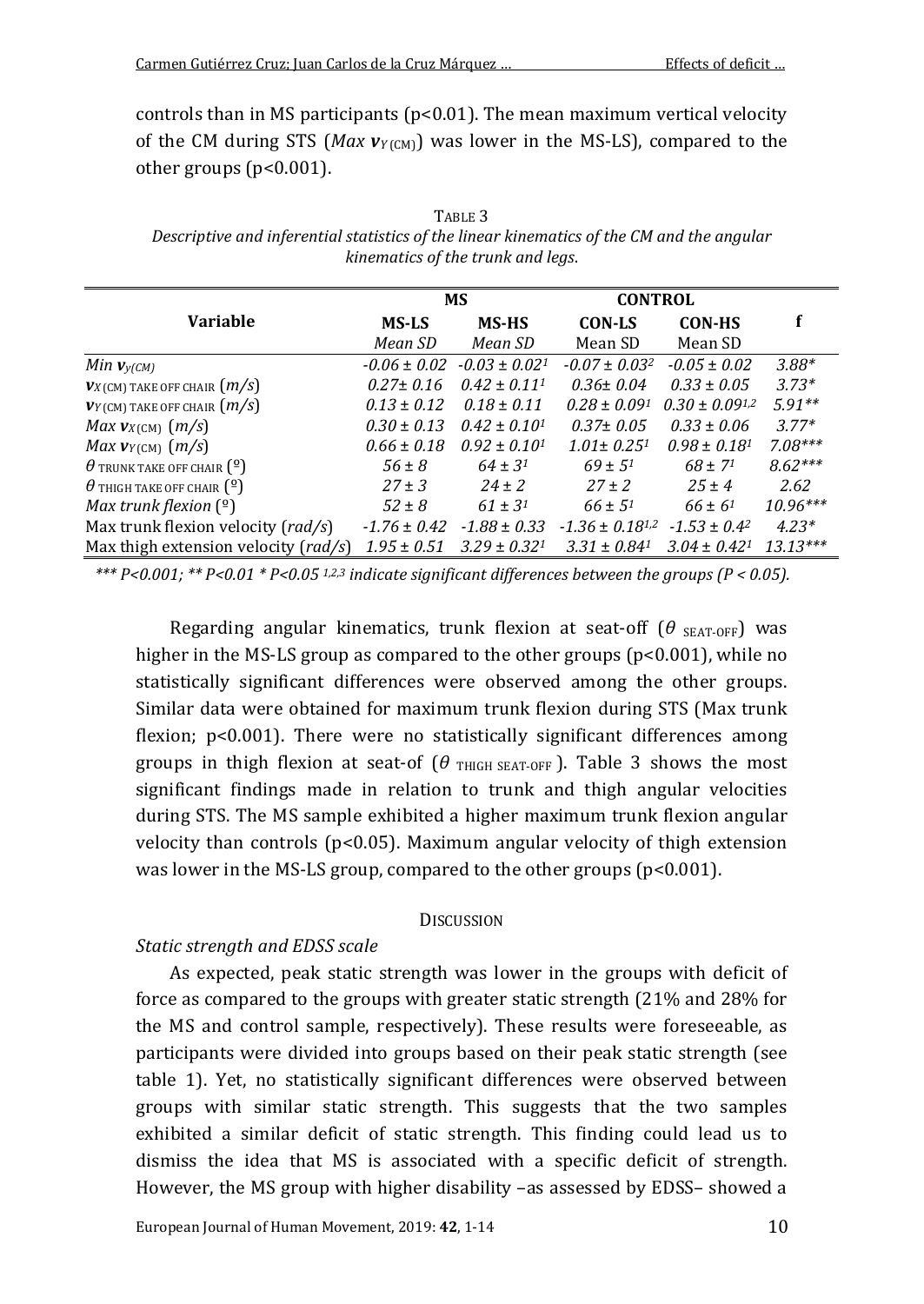controls than in MS participants (p<0.01). The mean maximum vertical velocity of the CM during STS (*Max* $\boldsymbol{v}_{Y(CM)}$) was lower in the MS-LS), compared to the other groups (p<0.001).

TABLE 3
*Descriptive and inferential statistics of the linear kinematics of the CM and the angular kinematics of the trunk and legs.*

| Variable | MS | | CONTROL | | f |
|---|---|---|---|---|---|
| | MS-LS *Mean SD* | MS-HS *Mean SD* | CON-LS Mean SD | CON-HS Mean SD | |
| *Min* $\boldsymbol{v}_{y(CM)}$ | *-0.06 ± 0.02* | *-0.03 ± 0.02*[1] | *-0.07 ± 0.03*[2] | *-0.05 ± 0.02* | *3.88** |
| $\boldsymbol{v}_{X(CM)\ TAKE\ OFF\ CHAIR}$ $(m/s)$ | *0.27± 0.16* | *0.42 ± 0.11*[1] | *0.36± 0.04* | *0.33 ± 0.05* | *3.73** |
| $\boldsymbol{v}_{Y(CM)\ TAKE\ OFF\ CHAIR}$ $(m/s)$ | *0.13 ± 0.12* | *0.18 ± 0.11* | *0.28 ± 0.09*[1] | *0.30 ± 0.09*[1,2] | *5.91*** |
| *Max* $\boldsymbol{v}_{X(CM)}$ $(m/s)$ | *0.30 ± 0.13* | *0.42 ± 0.10*[1] | *0.37± 0.05* | *0.33 ± 0.06* | *3.77** |
| *Max* $\boldsymbol{v}_{Y(CM)}$ $(m/s)$ | *0.66 ± 0.18* | *0.92 ± 0.10*[1] | *1.01± 0.25*[1] | *0.98 ± 0.18*[1] | *7.08**** |
| $\theta$ TRUNK TAKE OFF CHAIR (º) | *56 ± 8* | *64 ± 3*[1] | *69 ± 5*[1] | *68 ± 7*[1] | *8.62**** |
| $\theta$ THIGH TAKE OFF CHAIR (º) | *27 ± 3* | *24 ± 2* | *27 ± 2* | *25 ± 4* | *2.62* |
| *Max trunk flexion* (º) | *52 ± 8* | *61 ± 3*[1] | *66 ± 5*[1] | *66 ± 6*[1] | *10.96**** |
| Max trunk flexion velocity $(rad/s)$ | *-1.76 ± 0.42* | *-1.88 ± 0.33* | *-1.36 ± 0.18*[1,2] | *-1.53 ± 0.4*[2] | *4.23** |
| Max thigh extension velocity $(rad/s)$ | *1.95 ± 0.51* | *3.29 ± 0.32*[1] | *3.31 ± 0.84*[1] | *3.04 ± 0.42*[1] | *13.13**** |

*\*\*\* P<0.001; \*\* P<0.01 \* P<0.05 [1,2,3] indicate significant differences between the groups (P < 0.05).*

Regarding angular kinematics, trunk flexion at seat-off ($\theta$ SEAT-OFF) was higher in the MS-LS group as compared to the other groups (p<0.001), while no statistically significant differences were observed among the other groups. Similar data were obtained for maximum trunk flexion during STS (Max trunk flexion; p<0.001). There were no statistically significant differences among groups in thigh flexion at seat-of ($\theta$ THIGH SEAT-OFF ). Table 3 shows the most significant findings made in relation to trunk and thigh angular velocities during STS. The MS sample exhibited a higher maximum trunk flexion angular velocity than controls (p<0.05). Maximum angular velocity of thigh extension was lower in the MS-LS group, compared to the other groups (p<0.001).

## DISCUSSION

### *Static strength and EDSS scale*

As expected, peak static strength was lower in the groups with deficit of force as compared to the groups with greater static strength (21% and 28% for the MS and control sample, respectively). These results were foreseeable, as participants were divided into groups based on their peak static strength (see table 1). Yet, no statistically significant differences were observed between groups with similar static strength. This suggests that the two samples exhibited a similar deficit of static strength. This finding could lead us to dismiss the idea that MS is associated with a specific deficit of strength. However, the MS group with higher disability –as assessed by EDSS– showed a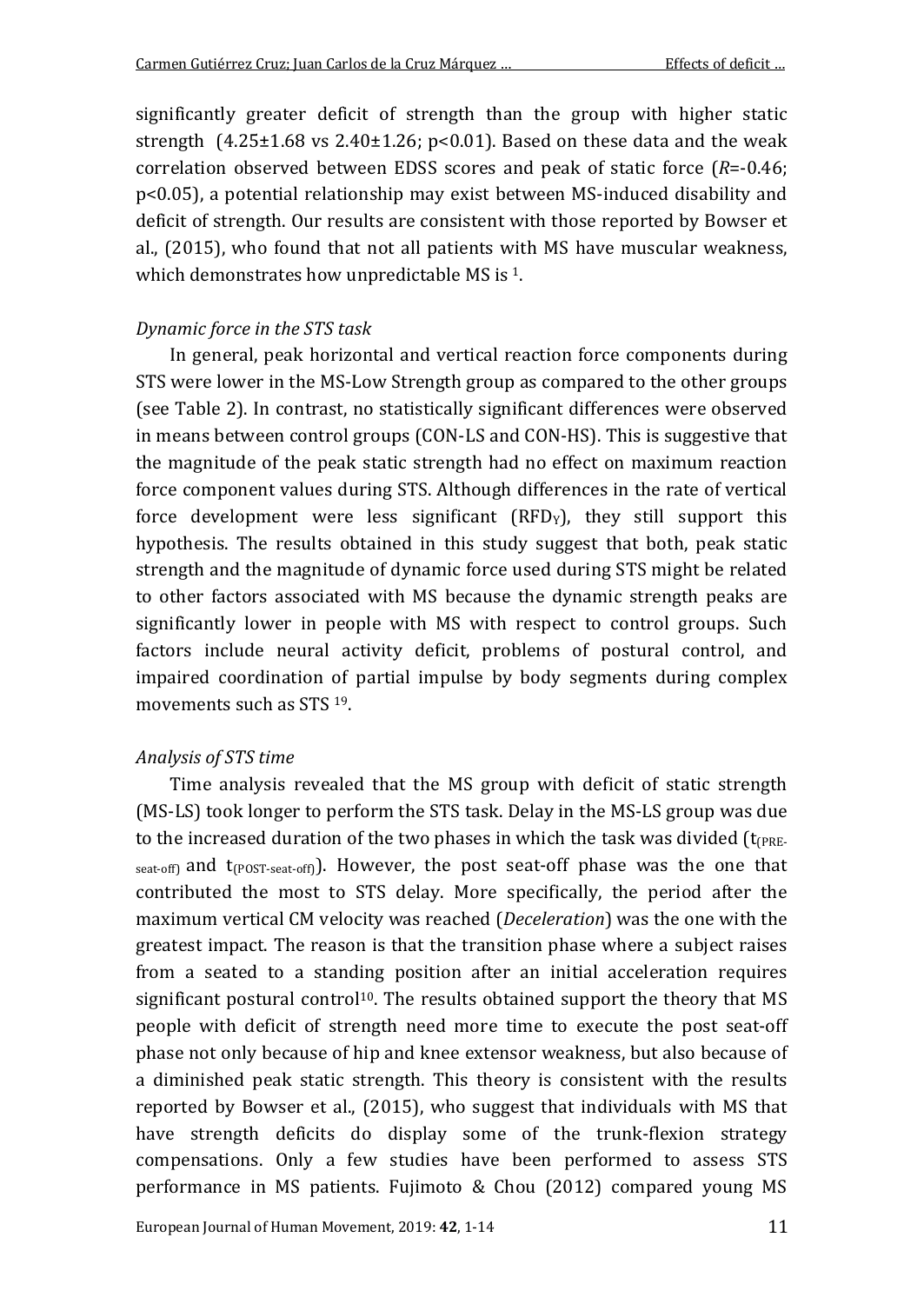significantly greater deficit of strength than the group with higher static strength (4.25±1.68 vs 2.40±1.26; $p<0.01$). Based on these data and the weak correlation observed between EDSS scores and peak of static force ($R=-0.46$; $p<0.05$), a potential relationship may exist between MS-induced disability and deficit of strength. Our results are consistent with those reported by Bowser et al., (2015), who found that not all patients with MS have muscular weakness, which demonstrates how unpredictable MS is [1].

### *Dynamic force in the STS task*

In general, peak horizontal and vertical reaction force components during STS were lower in the MS-Low Strength group as compared to the other groups (see Table 2). In contrast, no statistically significant differences were observed in means between control groups (CON-LS and CON-HS). This is suggestive that the magnitude of the peak static strength had no effect on maximum reaction force component values during STS. Although differences in the rate of vertical force development were less significant ($RFD_Y$), they still support this hypothesis. The results obtained in this study suggest that both, peak static strength and the magnitude of dynamic force used during STS might be related to other factors associated with MS because the dynamic strength peaks are significantly lower in people with MS with respect to control groups. Such factors include neural activity deficit, problems of postural control, and impaired coordination of partial impulse by body segments during complex movements such as STS [19].

### *Analysis of STS time*

Time analysis revealed that the MS group with deficit of static strength (MS-LS) took longer to perform the STS task. Delay in the MS-LS group was due to the increased duration of the two phases in which the task was divided ($t_{(PRE\text{-}seat\text{-}off)}$ and $t_{(POST\text{-}seat\text{-}off)}$). However, the post seat-off phase was the one that contributed the most to STS delay. More specifically, the period after the maximum vertical CM velocity was reached (*Deceleration*) was the one with the greatest impact. The reason is that the transition phase where a subject raises from a seated to a standing position after an initial acceleration requires significant postural control[10]. The results obtained support the theory that MS people with deficit of strength need more time to execute the post seat-off phase not only because of hip and knee extensor weakness, but also because of a diminished peak static strength. This theory is consistent with the results reported by Bowser et al., (2015), who suggest that individuals with MS that have strength deficits do display some of the trunk-flexion strategy compensations. Only a few studies have been performed to assess STS performance in MS patients. Fujimoto & Chou (2012) compared young MS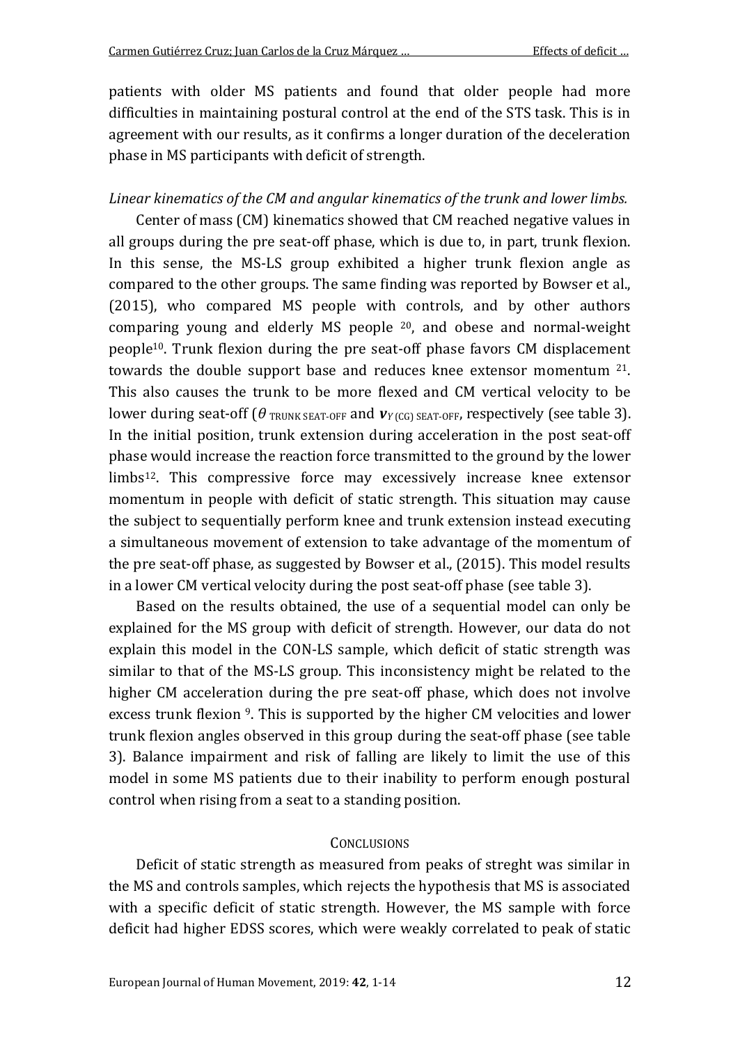patients with older MS patients and found that older people had more difficulties in maintaining postural control at the end of the STS task. This is in agreement with our results, as it confirms a longer duration of the deceleration phase in MS participants with deficit of strength.

*Linear kinematics of the CM and angular kinematics of the trunk and lower limbs.*

Center of mass (CM) kinematics showed that CM reached negative values in all groups during the pre seat-off phase, which is due to, in part, trunk flexion. In this sense, the MS-LS group exhibited a higher trunk flexion angle as compared to the other groups. The same finding was reported by Bowser et al., (2015), who compared MS people with controls, and by other authors comparing young and elderly MS people [20], and obese and normal-weight people[10]. Trunk flexion during the pre seat-off phase favors CM displacement towards the double support base and reduces knee extensor momentum [21]. This also causes the trunk to be more flexed and CM vertical velocity to be lower during seat-off ($\theta_{\text{TRUNK SEAT-OFF}}$ and $\boldsymbol{v}_{Y\,(\text{CG})\,\text{SEAT-OFF}}$, respectively (see table 3). In the initial position, trunk extension during acceleration in the post seat-off phase would increase the reaction force transmitted to the ground by the lower limbs[12]. This compressive force may excessively increase knee extensor momentum in people with deficit of static strength. This situation may cause the subject to sequentially perform knee and trunk extension instead executing a simultaneous movement of extension to take advantage of the momentum of the pre seat-off phase, as suggested by Bowser et al., (2015). This model results in a lower CM vertical velocity during the post seat-off phase (see table 3).

Based on the results obtained, the use of a sequential model can only be explained for the MS group with deficit of strength. However, our data do not explain this model in the CON-LS sample, which deficit of static strength was similar to that of the MS-LS group. This inconsistency might be related to the higher CM acceleration during the pre seat-off phase, which does not involve excess trunk flexion [9]. This is supported by the higher CM velocities and lower trunk flexion angles observed in this group during the seat-off phase (see table 3). Balance impairment and risk of falling are likely to limit the use of this model in some MS patients due to their inability to perform enough postural control when rising from a seat to a standing position.

## CONCLUSIONS

Deficit of static strength as measured from peaks of streght was similar in the MS and controls samples, which rejects the hypothesis that MS is associated with a specific deficit of static strength. However, the MS sample with force deficit had higher EDSS scores, which were weakly correlated to peak of static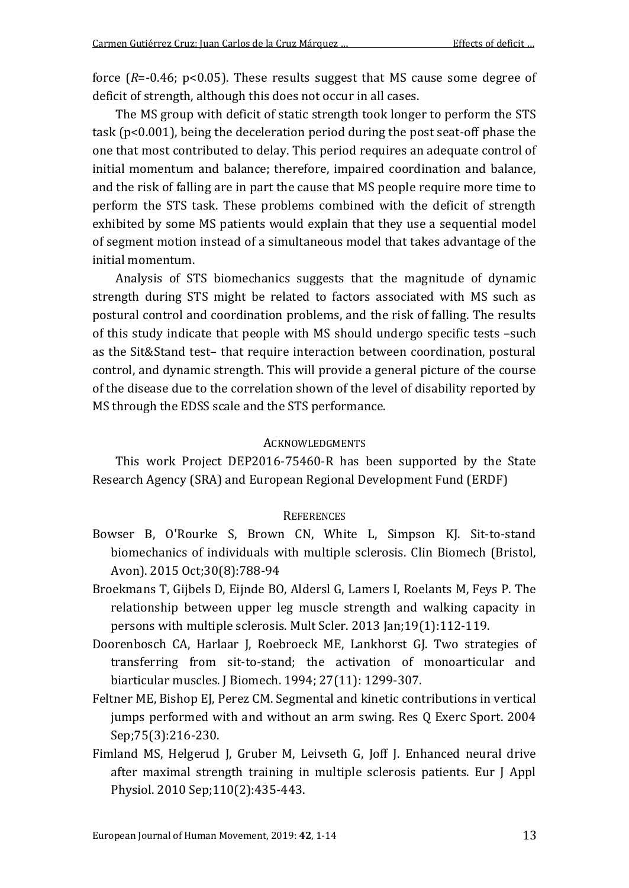force (*R*=-0.46; $p<0.05$). These results suggest that MS cause some degree of deficit of strength, although this does not occur in all cases.

The MS group with deficit of static strength took longer to perform the STS task ($p<0.001$), being the deceleration period during the post seat-off phase the one that most contributed to delay. This period requires an adequate control of initial momentum and balance; therefore, impaired coordination and balance, and the risk of falling are in part the cause that MS people require more time to perform the STS task. These problems combined with the deficit of strength exhibited by some MS patients would explain that they use a sequential model of segment motion instead of a simultaneous model that takes advantage of the initial momentum.

Analysis of STS biomechanics suggests that the magnitude of dynamic strength during STS might be related to factors associated with MS such as postural control and coordination problems, and the risk of falling. The results of this study indicate that people with MS should undergo specific tests –such as the Sit&Stand test– that require interaction between coordination, postural control, and dynamic strength. This will provide a general picture of the course of the disease due to the correlation shown of the level of disability reported by MS through the EDSS scale and the STS performance.

## Acknowledgments

This work Project DEP2016-75460-R has been supported by the State Research Agency (SRA) and European Regional Development Fund (ERDF)

## References

Bowser B, O'Rourke S, Brown CN, White L, Simpson KJ. Sit-to-stand biomechanics of individuals with multiple sclerosis. Clin Biomech (Bristol, Avon). 2015 Oct;30(8):788-94

Broekmans T, Gijbels D, Eijnde BO, Aldersl G, Lamers I, Roelants M, Feys P. The relationship between upper leg muscle strength and walking capacity in persons with multiple sclerosis. Mult Scler. 2013 Jan;19(1):112-119.

Doorenbosch CA, Harlaar J, Roebroeck ME, Lankhorst GJ. Two strategies of transferring from sit-to-stand; the activation of monoarticular and biarticular muscles. J Biomech. 1994; 27(11): 1299-307.

Feltner ME, Bishop EJ, Perez CM. Segmental and kinetic contributions in vertical jumps performed with and without an arm swing. Res Q Exerc Sport. 2004 Sep;75(3):216-230.

Fimland MS, Helgerud J, Gruber M, Leivseth G, Joff J. Enhanced neural drive after maximal strength training in multiple sclerosis patients. Eur J Appl Physiol. 2010 Sep;110(2):435-443.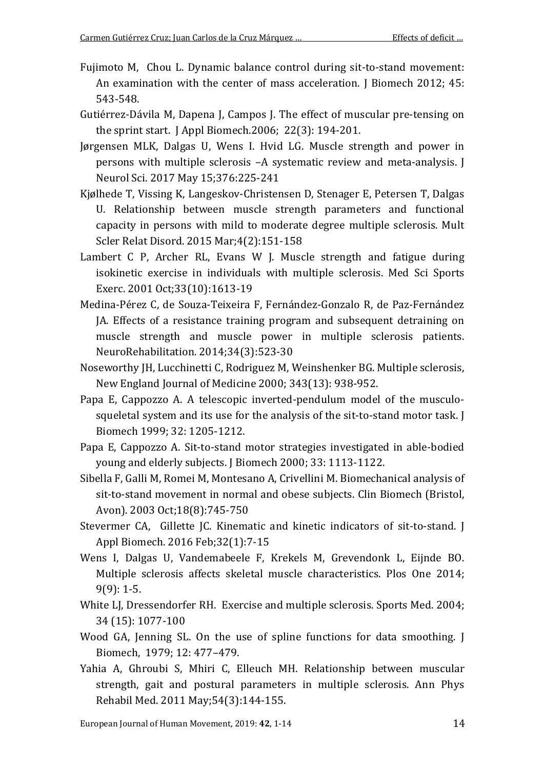Fujimoto M, Chou L. Dynamic balance control during sit-to-stand movement: An examination with the center of mass acceleration. J Biomech 2012; 45: 543-548.

Gutiérrez-Dávila M, Dapena J, Campos J. The effect of muscular pre-tensing on the sprint start. J Appl Biomech.2006; 22(3): 194-201.

Jørgensen MLK, Dalgas U, Wens I. Hvid LG. Muscle strength and power in persons with multiple sclerosis –A systematic review and meta-analysis. J Neurol Sci. 2017 May 15;376:225-241

Kjølhede T, Vissing K, Langeskov-Christensen D, Stenager E, Petersen T, Dalgas U. Relationship between muscle strength parameters and functional capacity in persons with mild to moderate degree multiple sclerosis. Mult Scler Relat Disord. 2015 Mar;4(2):151-158

Lambert C P, Archer RL, Evans W J. Muscle strength and fatigue during isokinetic exercise in individuals with multiple sclerosis. Med Sci Sports Exerc. 2001 Oct;33(10):1613-19

Medina-Pérez C, de Souza-Teixeira F, Fernández-Gonzalo R, de Paz-Fernández JA. Effects of a resistance training program and subsequent detraining on muscle strength and muscle power in multiple sclerosis patients. NeuroRehabilitation. 2014;34(3):523-30

Noseworthy JH, Lucchinetti C, Rodriguez M, Weinshenker BG. Multiple sclerosis, New England Journal of Medicine 2000; 343(13): 938-952.

Papa E, Cappozzo A. A telescopic inverted-pendulum model of the musculo-squeletal system and its use for the analysis of the sit-to-stand motor task. J Biomech 1999; 32: 1205-1212.

Papa E, Cappozzo A. Sit-to-stand motor strategies investigated in able-bodied young and elderly subjects. J Biomech 2000; 33: 1113-1122.

Sibella F, Galli M, Romei M, Montesano A, Crivellini M. Biomechanical analysis of sit-to-stand movement in normal and obese subjects. Clin Biomech (Bristol, Avon). 2003 Oct;18(8):745-750

Stevermer CA, Gillette JC. Kinematic and kinetic indicators of sit-to-stand. J Appl Biomech. 2016 Feb;32(1):7-15

Wens I, Dalgas U, Vandemabeele F, Krekels M, Grevendonk L, Eijnde BO. Multiple sclerosis affects skeletal muscle characteristics. Plos One 2014; 9(9): 1-5.

White LJ, Dressendorfer RH. Exercise and multiple sclerosis. Sports Med. 2004; 34 (15): 1077-100

Wood GA, Jenning SL. On the use of spline functions for data smoothing. J Biomech, 1979; 12: 477–479.

Yahia A, Ghroubi S, Mhiri C, Elleuch MH. Relationship between muscular strength, gait and postural parameters in multiple sclerosis. Ann Phys Rehabil Med. 2011 May;54(3):144-155.